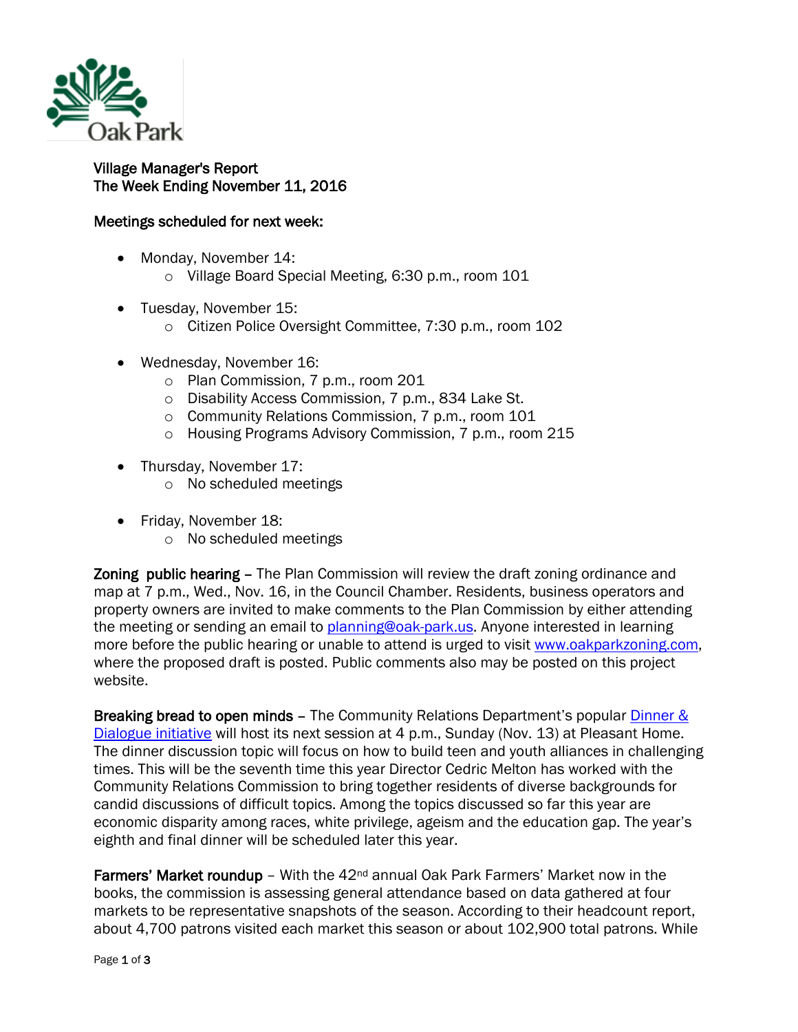Oak Park

**Village Manager's Report**
**The Week Ending November 11, 2016**

**Meetings scheduled for next week:**

- Monday, November 14:
  - Village Board Special Meeting, 6:30 p.m., room 101

- Tuesday, November 15:
  - Citizen Police Oversight Committee, 7:30 p.m., room 102

- Wednesday, November 16:
  - Plan Commission, 7 p.m., room 201
  - Disability Access Commission, 7 p.m., 834 Lake St.
  - Community Relations Commission, 7 p.m., room 101
  - Housing Programs Advisory Commission, 7 p.m., room 215

- Thursday, November 17:
  - No scheduled meetings

- Friday, November 18:
  - No scheduled meetings

**Zoning public hearing** – The Plan Commission will review the draft zoning ordinance and map at 7 p.m., Wed., Nov. 16, in the Council Chamber. Residents, business operators and property owners are invited to make comments to the Plan Commission by either attending the meeting or sending an email to planning@oak-park.us. Anyone interested in learning more before the public hearing or unable to attend is urged to visit www.oakparkzoning.com, where the proposed draft is posted. Public comments also may be posted on this project website.

**Breaking bread to open minds** – The Community Relations Department's popular Dinner & Dialogue initiative will host its next session at 4 p.m., Sunday (Nov. 13) at Pleasant Home. The dinner discussion topic will focus on how to build teen and youth alliances in challenging times. This will be the seventh time this year Director Cedric Melton has worked with the Community Relations Commission to bring together residents of diverse backgrounds for candid discussions of difficult topics. Among the topics discussed so far this year are economic disparity among races, white privilege, ageism and the education gap. The year's eighth and final dinner will be scheduled later this year.

**Farmers' Market roundup** – With the 42nd annual Oak Park Farmers' Market now in the books, the commission is assessing general attendance based on data gathered at four markets to be representative snapshots of the season. According to their headcount report, about 4,700 patrons visited each market this season or about 102,900 total patrons. While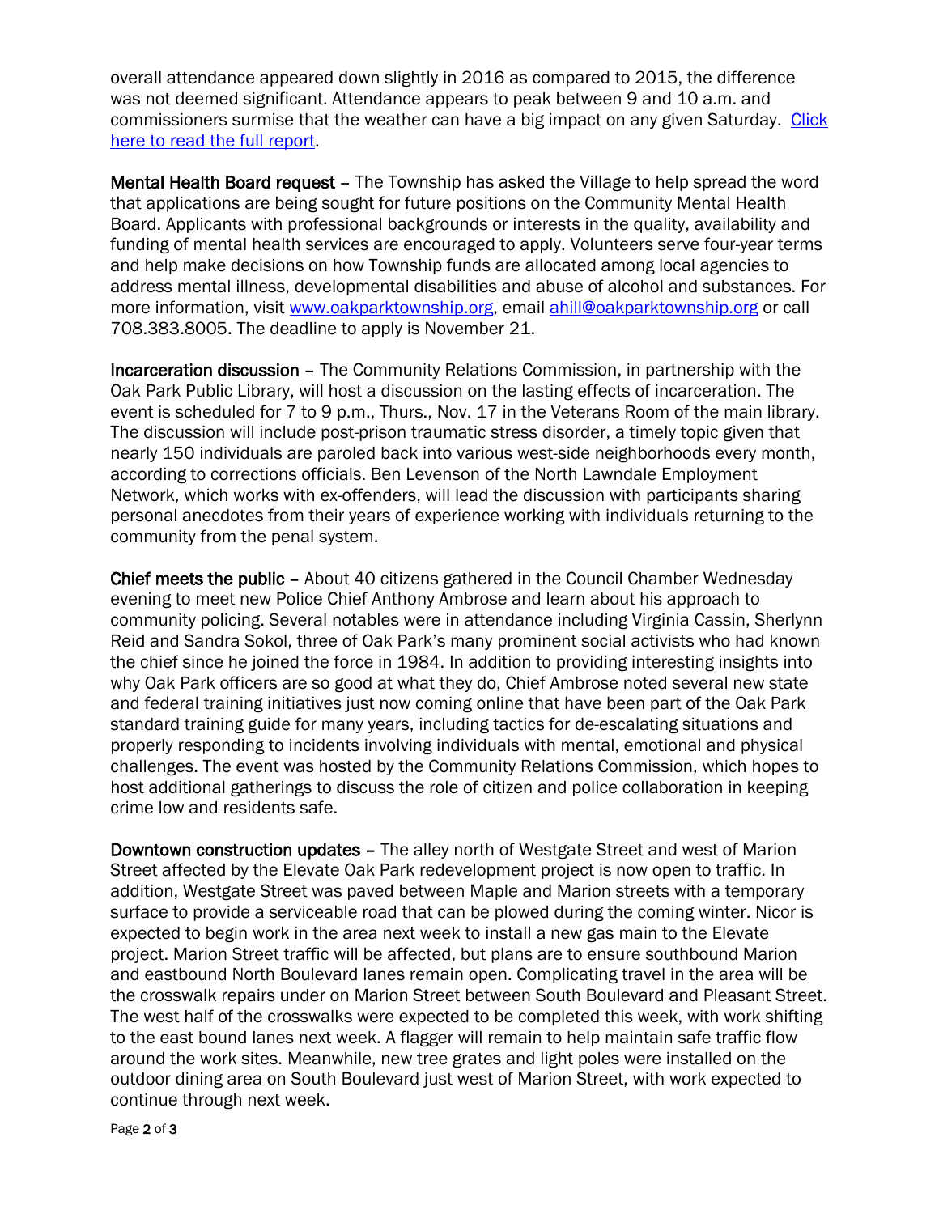overall attendance appeared down slightly in 2016 as compared to 2015, the difference was not deemed significant. Attendance appears to peak between 9 and 10 a.m. and commissioners surmise that the weather can have a big impact on any given Saturday. [Click here to read the full report](#).

**Mental Health Board request** – The Township has asked the Village to help spread the word that applications are being sought for future positions on the Community Mental Health Board. Applicants with professional backgrounds or interests in the quality, availability and funding of mental health services are encouraged to apply. Volunteers serve four-year terms and help make decisions on how Township funds are allocated among local agencies to address mental illness, developmental disabilities and abuse of alcohol and substances. For more information, visit www.oakparktownship.org, email ahill@oakparktownship.org or call 708.383.8005. The deadline to apply is November 21.

**Incarceration discussion** – The Community Relations Commission, in partnership with the Oak Park Public Library, will host a discussion on the lasting effects of incarceration. The event is scheduled for 7 to 9 p.m., Thurs., Nov. 17 in the Veterans Room of the main library. The discussion will include post-prison traumatic stress disorder, a timely topic given that nearly 150 individuals are paroled back into various west-side neighborhoods every month, according to corrections officials. Ben Levenson of the North Lawndale Employment Network, which works with ex-offenders, will lead the discussion with participants sharing personal anecdotes from their years of experience working with individuals returning to the community from the penal system.

**Chief meets the public** – About 40 citizens gathered in the Council Chamber Wednesday evening to meet new Police Chief Anthony Ambrose and learn about his approach to community policing. Several notables were in attendance including Virginia Cassin, Sherlynn Reid and Sandra Sokol, three of Oak Park's many prominent social activists who had known the chief since he joined the force in 1984. In addition to providing interesting insights into why Oak Park officers are so good at what they do, Chief Ambrose noted several new state and federal training initiatives just now coming online that have been part of the Oak Park standard training guide for many years, including tactics for de-escalating situations and properly responding to incidents involving individuals with mental, emotional and physical challenges. The event was hosted by the Community Relations Commission, which hopes to host additional gatherings to discuss the role of citizen and police collaboration in keeping crime low and residents safe.

**Downtown construction updates** – The alley north of Westgate Street and west of Marion Street affected by the Elevate Oak Park redevelopment project is now open to traffic. In addition, Westgate Street was paved between Maple and Marion streets with a temporary surface to provide a serviceable road that can be plowed during the coming winter. Nicor is expected to begin work in the area next week to install a new gas main to the Elevate project. Marion Street traffic will be affected, but plans are to ensure southbound Marion and eastbound North Boulevard lanes remain open. Complicating travel in the area will be the crosswalk repairs under on Marion Street between South Boulevard and Pleasant Street. The west half of the crosswalks were expected to be completed this week, with work shifting to the east bound lanes next week. A flagger will remain to help maintain safe traffic flow around the work sites. Meanwhile, new tree grates and light poles were installed on the outdoor dining area on South Boulevard just west of Marion Street, with work expected to continue through next week.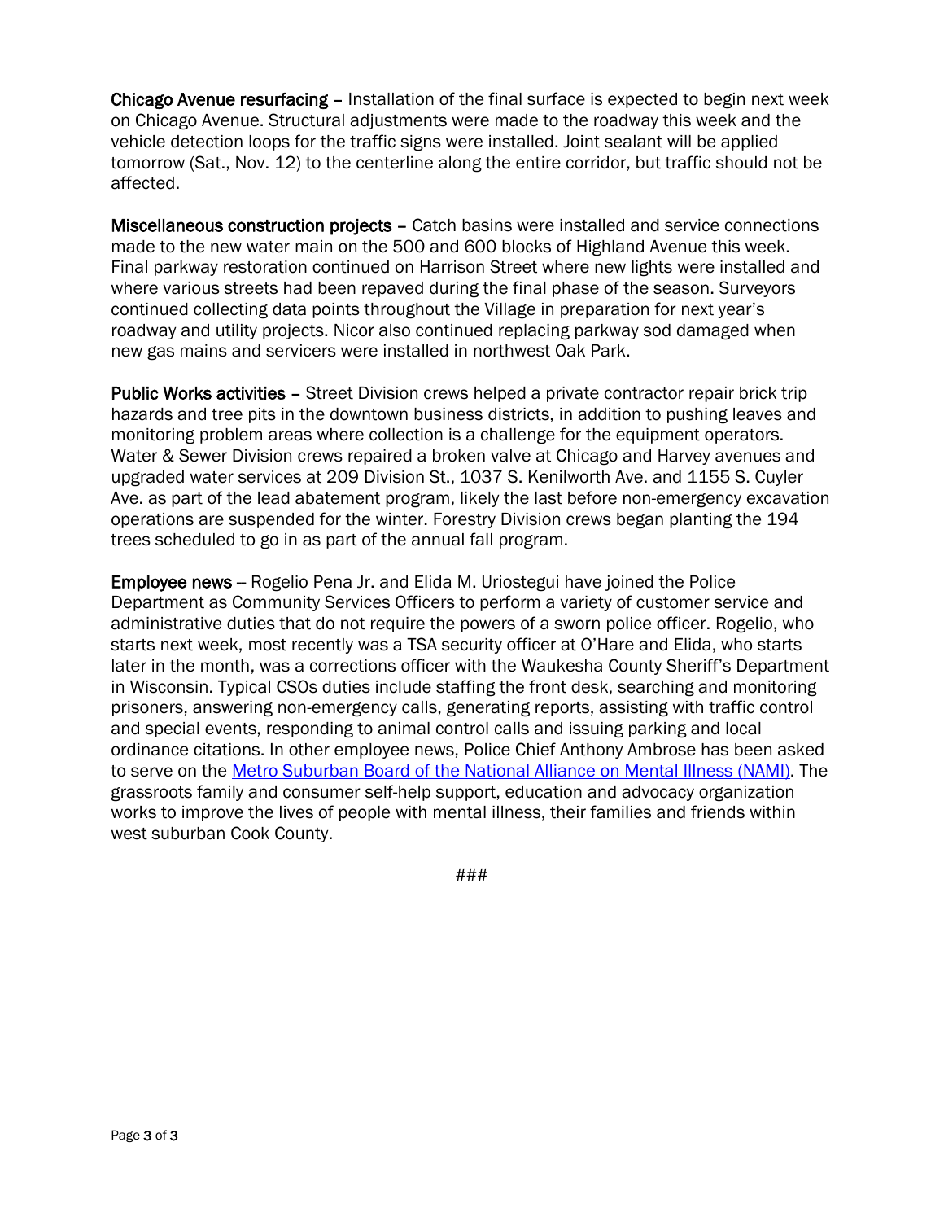**Chicago Avenue resurfacing** – Installation of the final surface is expected to begin next week on Chicago Avenue. Structural adjustments were made to the roadway this week and the vehicle detection loops for the traffic signs were installed. Joint sealant will be applied tomorrow (Sat., Nov. 12) to the centerline along the entire corridor, but traffic should not be affected.

**Miscellaneous construction projects** – Catch basins were installed and service connections made to the new water main on the 500 and 600 blocks of Highland Avenue this week. Final parkway restoration continued on Harrison Street where new lights were installed and where various streets had been repaved during the final phase of the season. Surveyors continued collecting data points throughout the Village in preparation for next year's roadway and utility projects. Nicor also continued replacing parkway sod damaged when new gas mains and servicers were installed in northwest Oak Park.

**Public Works activities** – Street Division crews helped a private contractor repair brick trip hazards and tree pits in the downtown business districts, in addition to pushing leaves and monitoring problem areas where collection is a challenge for the equipment operators. Water & Sewer Division crews repaired a broken valve at Chicago and Harvey avenues and upgraded water services at 209 Division St., 1037 S. Kenilworth Ave. and 1155 S. Cuyler Ave. as part of the lead abatement program, likely the last before non-emergency excavation operations are suspended for the winter. Forestry Division crews began planting the 194 trees scheduled to go in as part of the annual fall program.

**Employee news** – Rogelio Pena Jr. and Elida M. Uriostegui have joined the Police Department as Community Services Officers to perform a variety of customer service and administrative duties that do not require the powers of a sworn police officer. Rogelio, who starts next week, most recently was a TSA security officer at O'Hare and Elida, who starts later in the month, was a corrections officer with the Waukesha County Sheriff's Department in Wisconsin. Typical CSOs duties include staffing the front desk, searching and monitoring prisoners, answering non-emergency calls, generating reports, assisting with traffic control and special events, responding to animal control calls and issuing parking and local ordinance citations. In other employee news, Police Chief Anthony Ambrose has been asked to serve on the Metro Suburban Board of the National Alliance on Mental Illness (NAMI). The grassroots family and consumer self-help support, education and advocacy organization works to improve the lives of people with mental illness, their families and friends within west suburban Cook County.

###